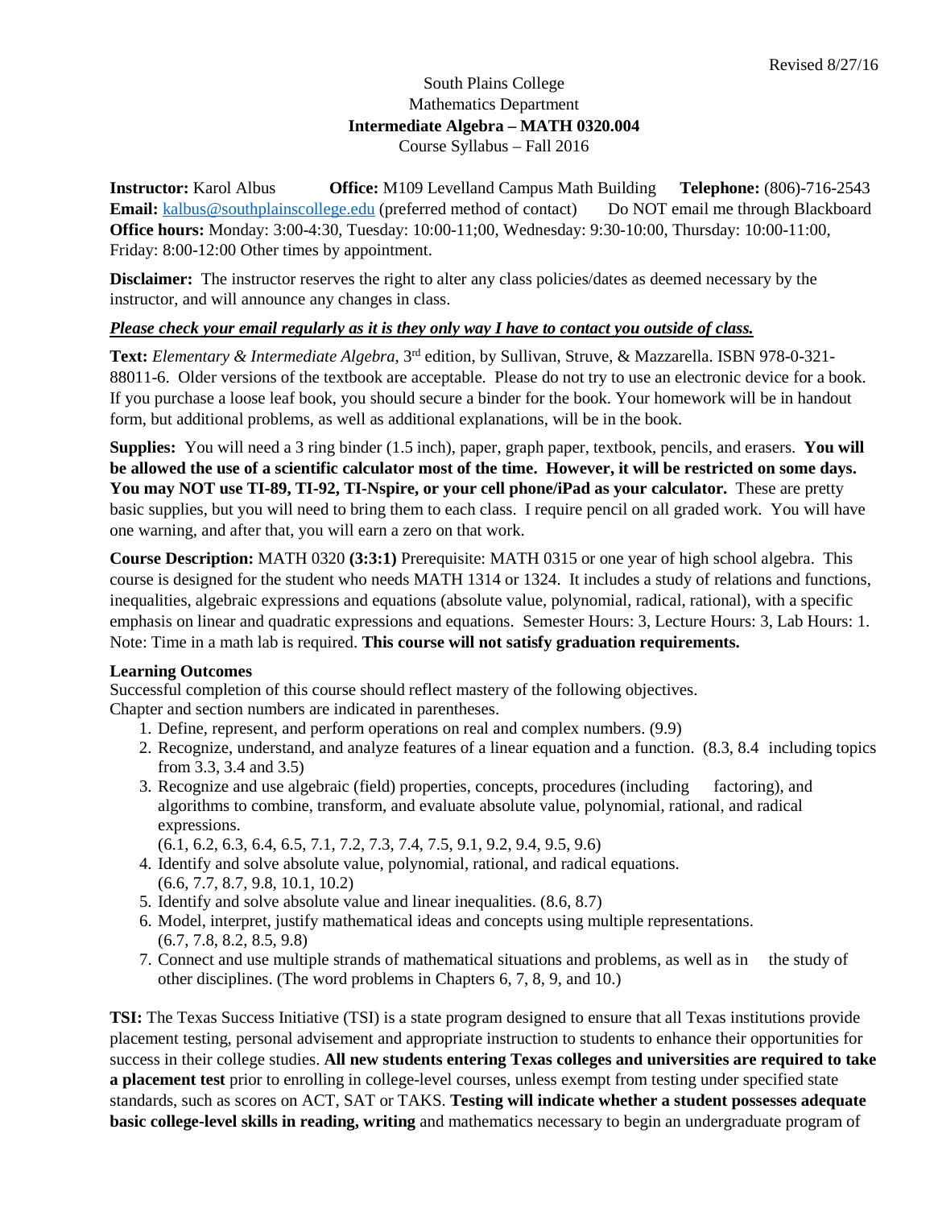Revised 8/27/16

South Plains College
Mathematics Department
**Intermediate Algebra – MATH 0320.004**
Course Syllabus – Fall 2016

**Instructor:** Karol Albus **Office:** M109 Levelland Campus Math Building **Telephone:** (806)-716-2543
**Email:** kalbus@southplainscollege.edu (preferred method of contact) Do NOT email me through Blackboard
**Office hours:** Monday: 3:00-4:30, Tuesday: 10:00-11;00, Wednesday: 9:30-10:00, Thursday: 10:00-11:00, Friday: 8:00-12:00 Other times by appointment.

**Disclaimer:** The instructor reserves the right to alter any class policies/dates as deemed necessary by the instructor, and will announce any changes in class.

***Please check your email regularly as it is they only way I have to contact you outside of class.***

**Text:** *Elementary & Intermediate Algebra*, 3rd edition, by Sullivan, Struve, & Mazzarella. ISBN 978-0-321-88011-6. Older versions of the textbook are acceptable. Please do not try to use an electronic device for a book. If you purchase a loose leaf book, you should secure a binder for the book. Your homework will be in handout form, but additional problems, as well as additional explanations, will be in the book.

**Supplies:** You will need a 3 ring binder (1.5 inch), paper, graph paper, textbook, pencils, and erasers. **You will be allowed the use of a scientific calculator most of the time. However, it will be restricted on some days. You may NOT use TI-89, TI-92, TI-Nspire, or your cell phone/iPad as your calculator.** These are pretty basic supplies, but you will need to bring them to each class. I require pencil on all graded work. You will have one warning, and after that, you will earn a zero on that work.

**Course Description:** MATH 0320 **(3:3:1)** Prerequisite: MATH 0315 or one year of high school algebra. This course is designed for the student who needs MATH 1314 or 1324. It includes a study of relations and functions, inequalities, algebraic expressions and equations (absolute value, polynomial, radical, rational), with a specific emphasis on linear and quadratic expressions and equations. Semester Hours: 3, Lecture Hours: 3, Lab Hours: 1. Note: Time in a math lab is required. **This course will not satisfy graduation requirements.**

**Learning Outcomes**
Successful completion of this course should reflect mastery of the following objectives.
Chapter and section numbers are indicated in parentheses.

1. Define, represent, and perform operations on real and complex numbers. (9.9)
2. Recognize, understand, and analyze features of a linear equation and a function. (8.3, 8.4 including topics from 3.3, 3.4 and 3.5)
3. Recognize and use algebraic (field) properties, concepts, procedures (including factoring), and algorithms to combine, transform, and evaluate absolute value, polynomial, rational, and radical expressions.
   (6.1, 6.2, 6.3, 6.4, 6.5, 7.1, 7.2, 7.3, 7.4, 7.5, 9.1, 9.2, 9.4, 9.5, 9.6)
4. Identify and solve absolute value, polynomial, rational, and radical equations.
   (6.6, 7.7, 8.7, 9.8, 10.1, 10.2)
5. Identify and solve absolute value and linear inequalities. (8.6, 8.7)
6. Model, interpret, justify mathematical ideas and concepts using multiple representations.
   (6.7, 7.8, 8.2, 8.5, 9.8)
7. Connect and use multiple strands of mathematical situations and problems, as well as in the study of other disciplines. (The word problems in Chapters 6, 7, 8, 9, and 10.)

**TSI:** The Texas Success Initiative (TSI) is a state program designed to ensure that all Texas institutions provide placement testing, personal advisement and appropriate instruction to students to enhance their opportunities for success in their college studies. **All new students entering Texas colleges and universities are required to take a placement test** prior to enrolling in college-level courses, unless exempt from testing under specified state standards, such as scores on ACT, SAT or TAKS. **Testing will indicate whether a student possesses adequate basic college-level skills in reading, writing** and mathematics necessary to begin an undergraduate program of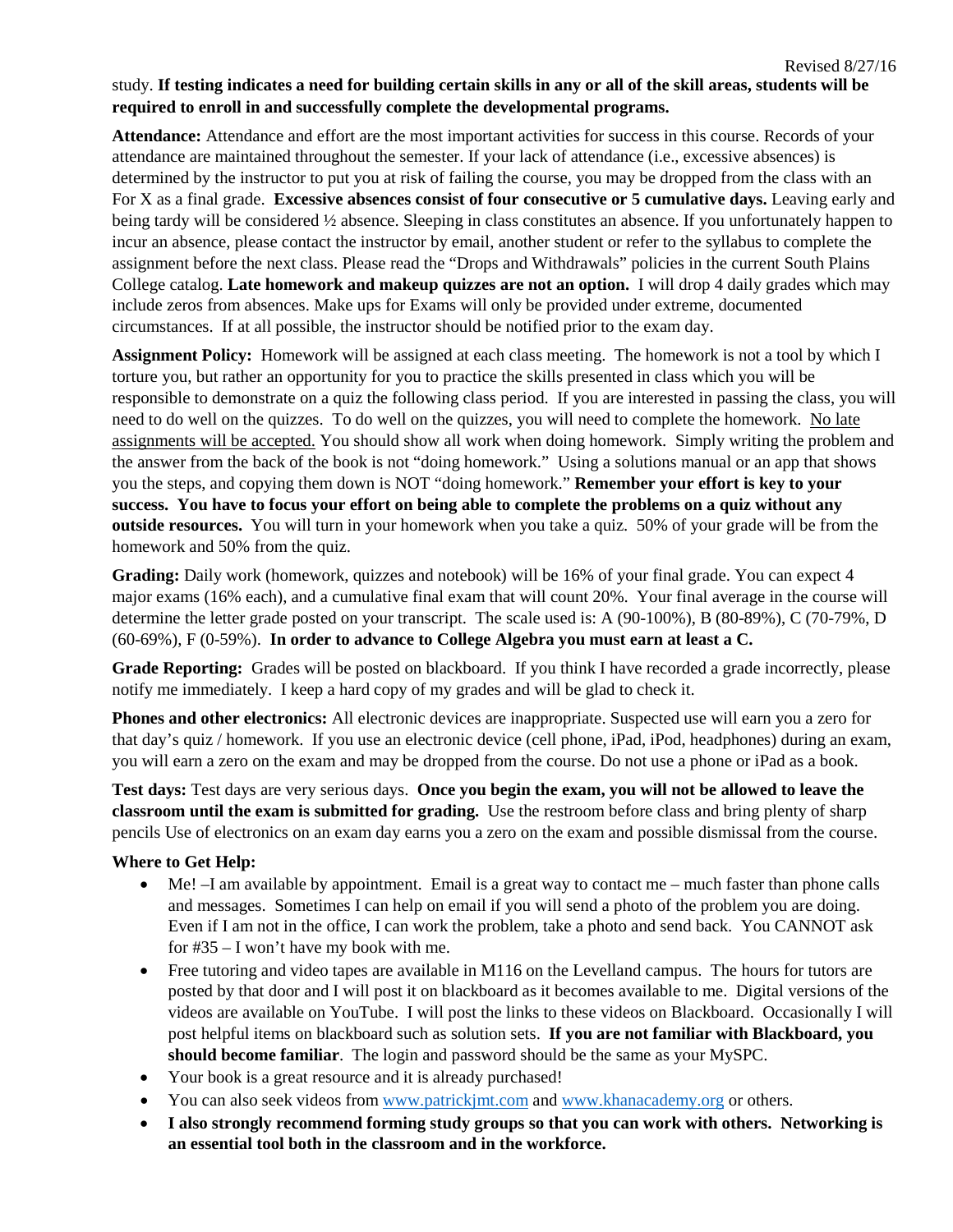study. **If testing indicates a need for building certain skills in any or all of the skill areas, students will be required to enroll in and successfully complete the developmental programs.**

**Attendance:** Attendance and effort are the most important activities for success in this course. Records of your attendance are maintained throughout the semester. If your lack of attendance (i.e., excessive absences) is determined by the instructor to put you at risk of failing the course, you may be dropped from the class with an For X as a final grade. **Excessive absences consist of four consecutive or 5 cumulative days.** Leaving early and being tardy will be considered ½ absence. Sleeping in class constitutes an absence. If you unfortunately happen to incur an absence, please contact the instructor by email, another student or refer to the syllabus to complete the assignment before the next class. Please read the "Drops and Withdrawals" policies in the current South Plains College catalog. **Late homework and makeup quizzes are not an option.** I will drop 4 daily grades which may include zeros from absences. Make ups for Exams will only be provided under extreme, documented circumstances. If at all possible, the instructor should be notified prior to the exam day.

**Assignment Policy:** Homework will be assigned at each class meeting. The homework is not a tool by which I torture you, but rather an opportunity for you to practice the skills presented in class which you will be responsible to demonstrate on a quiz the following class period. If you are interested in passing the class, you will need to do well on the quizzes. To do well on the quizzes, you will need to complete the homework. <u>No late assignments will be accepted.</u> You should show all work when doing homework. Simply writing the problem and the answer from the back of the book is not "doing homework." Using a solutions manual or an app that shows you the steps, and copying them down is NOT "doing homework." **Remember your effort is key to your success. You have to focus your effort on being able to complete the problems on a quiz without any outside resources.** You will turn in your homework when you take a quiz. 50% of your grade will be from the homework and 50% from the quiz.

**Grading:** Daily work (homework, quizzes and notebook) will be 16% of your final grade. You can expect 4 major exams (16% each), and a cumulative final exam that will count 20%. Your final average in the course will determine the letter grade posted on your transcript. The scale used is: A (90-100%), B (80-89%), C (70-79%, D (60-69%), F (0-59%). **In order to advance to College Algebra you must earn at least a C.**

**Grade Reporting:** Grades will be posted on blackboard. If you think I have recorded a grade incorrectly, please notify me immediately. I keep a hard copy of my grades and will be glad to check it.

**Phones and other electronics:** All electronic devices are inappropriate. Suspected use will earn you a zero for that day's quiz / homework. If you use an electronic device (cell phone, iPad, iPod, headphones) during an exam, you will earn a zero on the exam and may be dropped from the course. Do not use a phone or iPad as a book.

**Test days:** Test days are very serious days. **Once you begin the exam, you will not be allowed to leave the classroom until the exam is submitted for grading.** Use the restroom before class and bring plenty of sharp pencils Use of electronics on an exam day earns you a zero on the exam and possible dismissal from the course.

**Where to Get Help:**

- Me! –I am available by appointment. Email is a great way to contact me – much faster than phone calls and messages. Sometimes I can help on email if you will send a photo of the problem you are doing. Even if I am not in the office, I can work the problem, take a photo and send back. You CANNOT ask for #35 – I won't have my book with me.
- Free tutoring and video tapes are available in M116 on the Levelland campus. The hours for tutors are posted by that door and I will post it on blackboard as it becomes available to me. Digital versions of the videos are available on YouTube. I will post the links to these videos on Blackboard. Occasionally I will post helpful items on blackboard such as solution sets. **If you are not familiar with Blackboard, you should become familiar**. The login and password should be the same as your MySPC.
- Your book is a great resource and it is already purchased!
- You can also seek videos from [www.patrickjmt.com](http://www.patrickjmt.com) and [www.khanacademy.org](http://www.khanacademy.org) or others.
- **I also strongly recommend forming study groups so that you can work with others. Networking is an essential tool both in the classroom and in the workforce.**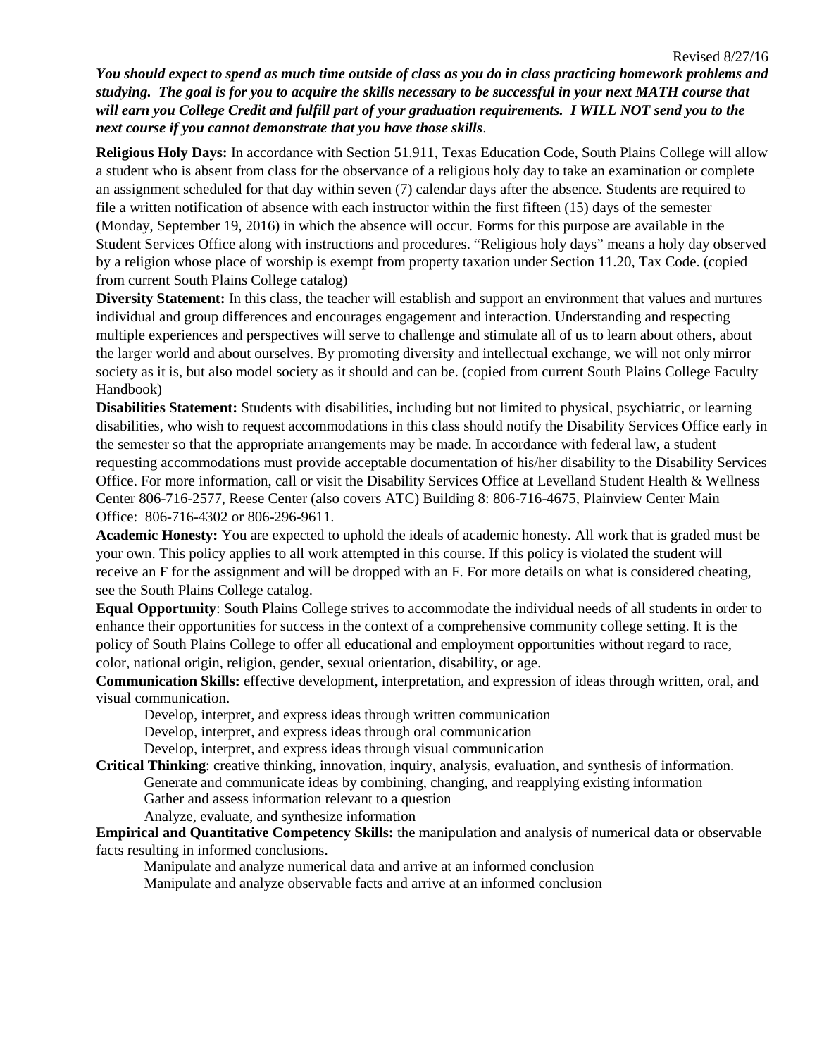Revised 8/27/16

***You should expect to spend as much time outside of class as you do in class practicing homework problems and studying. The goal is for you to acquire the skills necessary to be successful in your next MATH course that will earn you College Credit and fulfill part of your graduation requirements. I WILL NOT send you to the next course if you cannot demonstrate that you have those skills***.

**Religious Holy Days:** In accordance with Section 51.911, Texas Education Code, South Plains College will allow a student who is absent from class for the observance of a religious holy day to take an examination or complete an assignment scheduled for that day within seven (7) calendar days after the absence. Students are required to file a written notification of absence with each instructor within the first fifteen (15) days of the semester (Monday, September 19, 2016) in which the absence will occur. Forms for this purpose are available in the Student Services Office along with instructions and procedures. "Religious holy days" means a holy day observed by a religion whose place of worship is exempt from property taxation under Section 11.20, Tax Code. (copied from current South Plains College catalog)

**Diversity Statement:** In this class, the teacher will establish and support an environment that values and nurtures individual and group differences and encourages engagement and interaction. Understanding and respecting multiple experiences and perspectives will serve to challenge and stimulate all of us to learn about others, about the larger world and about ourselves. By promoting diversity and intellectual exchange, we will not only mirror society as it is, but also model society as it should and can be. (copied from current South Plains College Faculty Handbook)

**Disabilities Statement:** Students with disabilities, including but not limited to physical, psychiatric, or learning disabilities, who wish to request accommodations in this class should notify the Disability Services Office early in the semester so that the appropriate arrangements may be made. In accordance with federal law, a student requesting accommodations must provide acceptable documentation of his/her disability to the Disability Services Office. For more information, call or visit the Disability Services Office at Levelland Student Health & Wellness Center 806-716-2577, Reese Center (also covers ATC) Building 8: 806-716-4675, Plainview Center Main Office: 806-716-4302 or 806-296-9611.

**Academic Honesty:** You are expected to uphold the ideals of academic honesty. All work that is graded must be your own. This policy applies to all work attempted in this course. If this policy is violated the student will receive an F for the assignment and will be dropped with an F. For more details on what is considered cheating, see the South Plains College catalog.

**Equal Opportunity**: South Plains College strives to accommodate the individual needs of all students in order to enhance their opportunities for success in the context of a comprehensive community college setting. It is the policy of South Plains College to offer all educational and employment opportunities without regard to race, color, national origin, religion, gender, sexual orientation, disability, or age.

**Communication Skills:** effective development, interpretation, and expression of ideas through written, oral, and visual communication.

- Develop, interpret, and express ideas through written communication
- Develop, interpret, and express ideas through oral communication
- Develop, interpret, and express ideas through visual communication

**Critical Thinking**: creative thinking, innovation, inquiry, analysis, evaluation, and synthesis of information.

- Generate and communicate ideas by combining, changing, and reapplying existing information
- Gather and assess information relevant to a question
- Analyze, evaluate, and synthesize information

**Empirical and Quantitative Competency Skills:** the manipulation and analysis of numerical data or observable facts resulting in informed conclusions.

- Manipulate and analyze numerical data and arrive at an informed conclusion
- Manipulate and analyze observable facts and arrive at an informed conclusion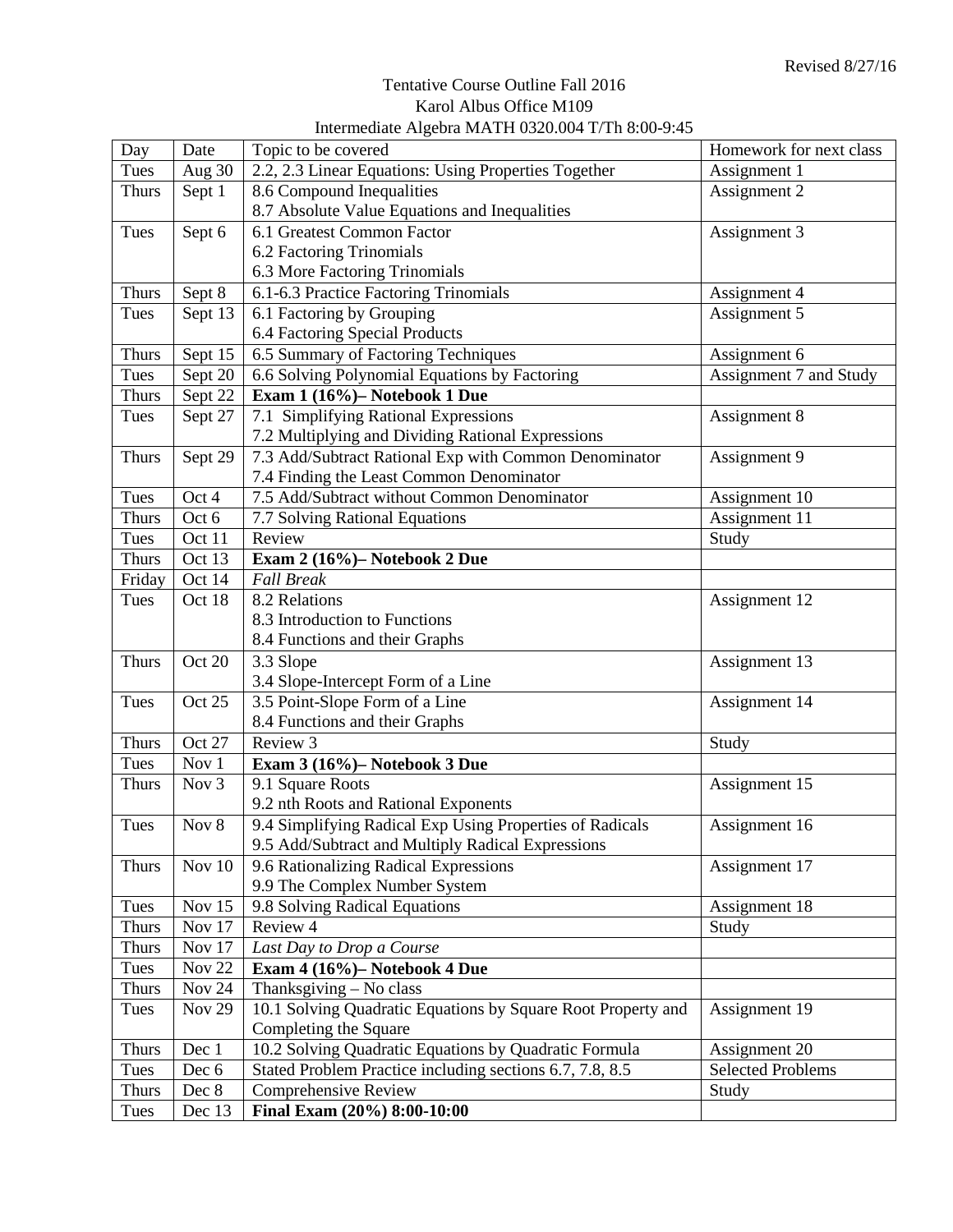Revised 8/27/16

Tentative Course Outline Fall 2016
Karol Albus Office M109
Intermediate Algebra MATH 0320.004 T/Th 8:00-9:45

| Day | Date | Topic to be covered | Homework for next class |
|---|---|---|---|
| Tues | Aug 30 | 2.2, 2.3 Linear Equations: Using Properties Together | Assignment 1 |
| Thurs | Sept 1 | 8.6 Compound Inequalities<br>8.7 Absolute Value Equations and Inequalities | Assignment 2 |
| Tues | Sept 6 | 6.1 Greatest Common Factor<br>6.2 Factoring Trinomials<br>6.3 More Factoring Trinomials | Assignment 3 |
| Thurs | Sept 8 | 6.1-6.3 Practice Factoring Trinomials | Assignment 4 |
| Tues | Sept 13 | 6.1 Factoring by Grouping<br>6.4 Factoring Special Products | Assignment 5 |
| Thurs | Sept 15 | 6.5 Summary of Factoring Techniques | Assignment 6 |
| Tues | Sept 20 | 6.6 Solving Polynomial Equations by Factoring | Assignment 7 and Study |
| Thurs | Sept 22 | **Exam 1 (16%)– Notebook 1 Due** | |
| Tues | Sept 27 | 7.1 Simplifying Rational Expressions<br>7.2 Multiplying and Dividing Rational Expressions | Assignment 8 |
| Thurs | Sept 29 | 7.3 Add/Subtract Rational Exp with Common Denominator<br>7.4 Finding the Least Common Denominator | Assignment 9 |
| Tues | Oct 4 | 7.5 Add/Subtract without Common Denominator | Assignment 10 |
| Thurs | Oct 6 | 7.7 Solving Rational Equations | Assignment 11 |
| Tues | Oct 11 | Review | Study |
| Thurs | Oct 13 | **Exam 2 (16%)– Notebook 2 Due** | |
| Friday | Oct 14 | *Fall Break* | |
| Tues | Oct 18 | 8.2 Relations<br>8.3 Introduction to Functions<br>8.4 Functions and their Graphs | Assignment 12 |
| Thurs | Oct 20 | 3.3 Slope<br>3.4 Slope-Intercept Form of a Line | Assignment 13 |
| Tues | Oct 25 | 3.5 Point-Slope Form of a Line<br>8.4 Functions and their Graphs | Assignment 14 |
| Thurs | Oct 27 | Review 3 | Study |
| Tues | Nov 1 | **Exam 3 (16%)– Notebook 3 Due** | |
| Thurs | Nov 3 | 9.1 Square Roots<br>9.2 nth Roots and Rational Exponents | Assignment 15 |
| Tues | Nov 8 | 9.4 Simplifying Radical Exp Using Properties of Radicals<br>9.5 Add/Subtract and Multiply Radical Expressions | Assignment 16 |
| Thurs | Nov 10 | 9.6 Rationalizing Radical Expressions<br>9.9 The Complex Number System | Assignment 17 |
| Tues | Nov 15 | 9.8 Solving Radical Equations | Assignment 18 |
| Thurs | Nov 17 | Review 4 | Study |
| Thurs | Nov 17 | *Last Day to Drop a Course* | |
| Tues | Nov 22 | **Exam 4 (16%)– Notebook 4 Due** | |
| Thurs | Nov 24 | Thanksgiving – No class | |
| Tues | Nov 29 | 10.1 Solving Quadratic Equations by Square Root Property and Completing the Square | Assignment 19 |
| Thurs | Dec 1 | 10.2 Solving Quadratic Equations by Quadratic Formula | Assignment 20 |
| Tues | Dec 6 | Stated Problem Practice including sections 6.7, 7.8, 8.5 | Selected Problems |
| Thurs | Dec 8 | Comprehensive Review | Study |
| Tues | Dec 13 | **Final Exam (20%) 8:00-10:00** | |